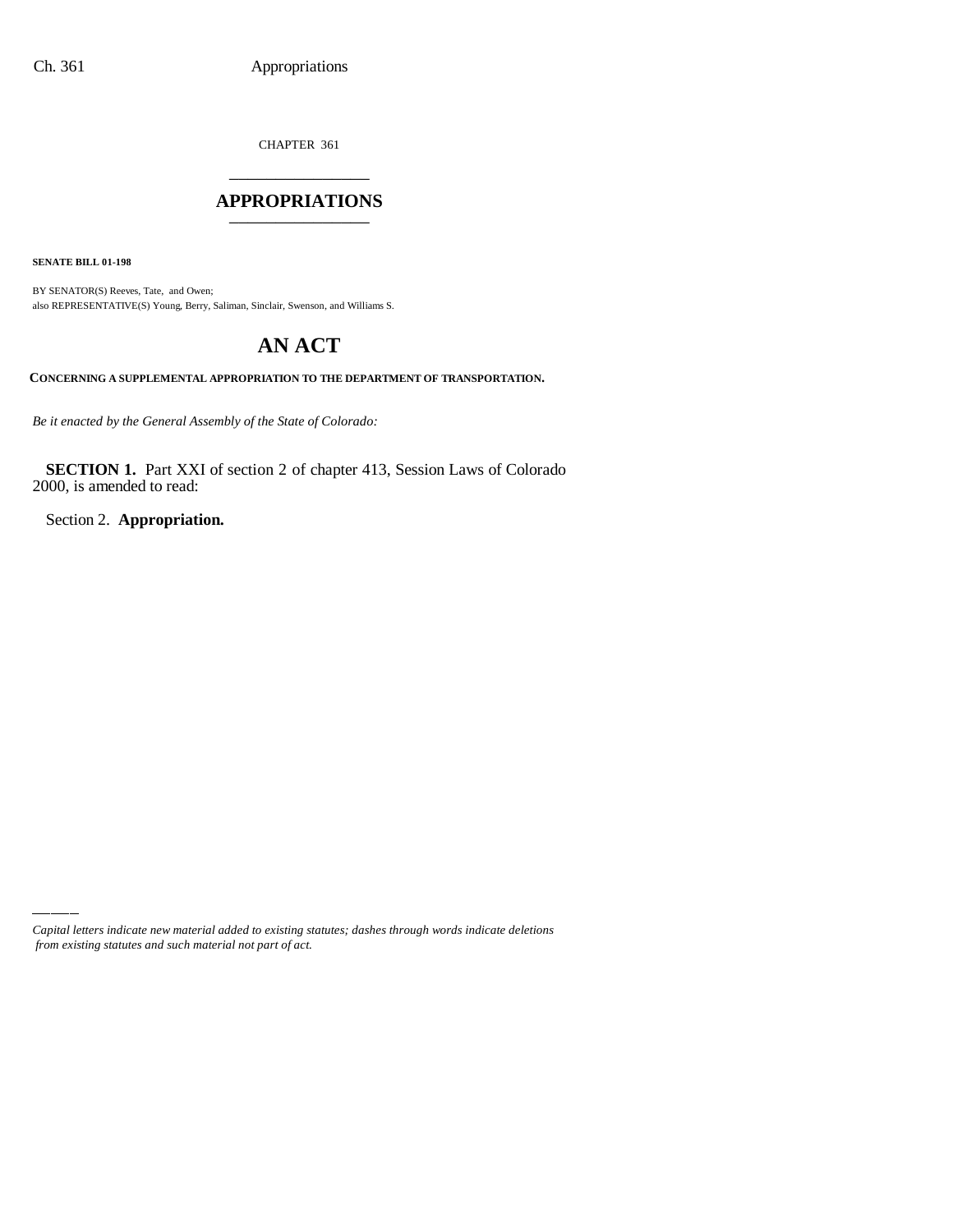CHAPTER 361

# APPROPRIATIONS

**SENATE BILL 01-198**

BY SENATOR(S) Reeves, Tate, and Owen;
also REPRESENTATIVE(S) Young, Berry, Saliman, Sinclair, Swenson, and Williams S.

# AN ACT

**CONCERNING A SUPPLEMENTAL APPROPRIATION TO THE DEPARTMENT OF TRANSPORTATION.**

*Be it enacted by the General Assembly of the State of Colorado:*

**SECTION 1.** Part XXI of section 2 of chapter 413, Session Laws of Colorado 2000, is amended to read:

Section 2. **Appropriation.**

---

*Capital letters indicate new material added to existing statutes; dashes through words indicate deletions from existing statutes and such material not part of act.*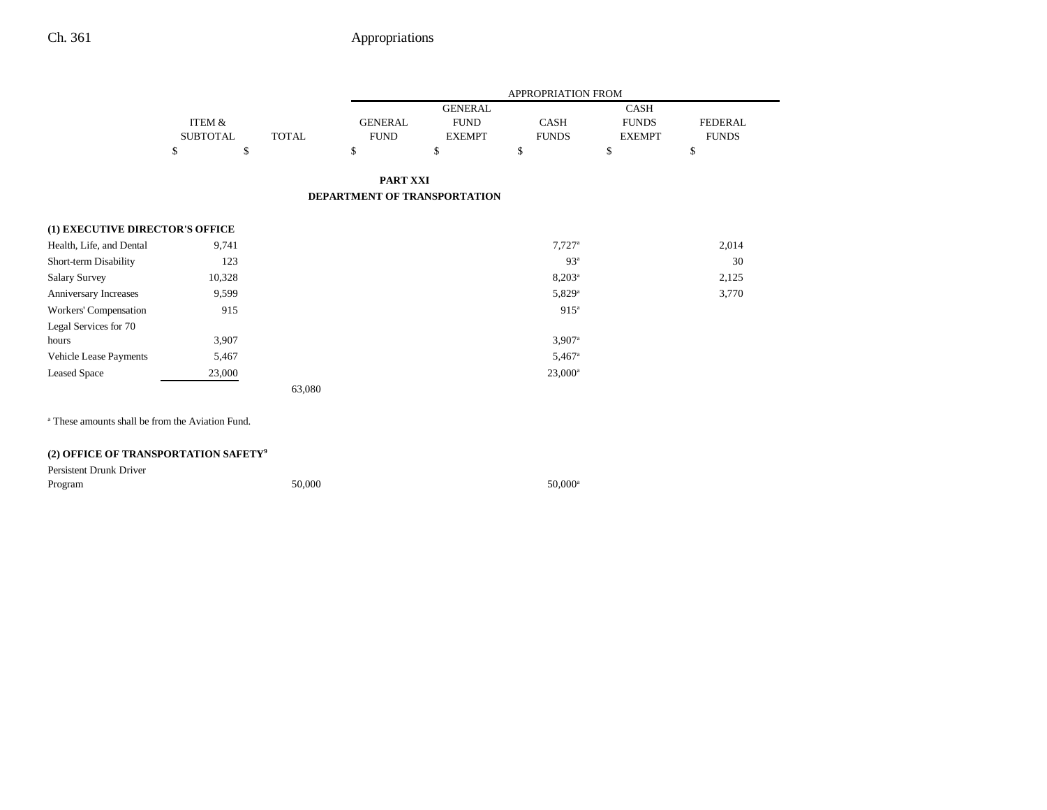|  | ITEM & SUBTOTAL | TOTAL | GENERAL FUND | GENERAL FUND EXEMPT | CASH FUNDS | CASH FUNDS EXEMPT | FEDERAL FUNDS |
|---|---|---|---|---|---|---|---|
|  | $ | $ | $ | $ | $ | $ | $ |

**PART XXI**

**DEPARTMENT OF TRANSPORTATION**

**(1) EXECUTIVE DIRECTOR'S OFFICE**

|  | ITEM & SUBTOTAL | TOTAL | GENERAL FUND | GENERAL FUND EXEMPT | CASH FUNDS | CASH FUNDS EXEMPT | FEDERAL FUNDS |
|---|---|---|---|---|---|---|---|
| Health, Life, and Dental | 9,741 |  |  |  | 7,727[a] |  | 2,014 |
| Short-term Disability | 123 |  |  |  | 93[a] |  | 30 |
| Salary Survey | 10,328 |  |  |  | 8,203[a] |  | 2,125 |
| Anniversary Increases | 9,599 |  |  |  | 5,829[a] |  | 3,770 |
| Workers' Compensation | 915 |  |  |  | 915[a] |  |  |
| Legal Services for 70 hours | 3,907 |  |  |  | 3,907[a] |  |  |
| Vehicle Lease Payments | 5,467 |  |  |  | 5,467[a] |  |  |
| Leased Space | 23,000 |  |  |  | 23,000[a] |  |  |
|  |  | 63,080 |  |  |  |  |  |

[a] These amounts shall be from the Aviation Fund.

**(2) OFFICE OF TRANSPORTATION SAFETY[9]**

|  | ITEM & SUBTOTAL | TOTAL | GENERAL FUND | GENERAL FUND EXEMPT | CASH FUNDS | CASH FUNDS EXEMPT | FEDERAL FUNDS |
|---|---|---|---|---|---|---|---|
| Persistent Drunk Driver Program |  | 50,000 |  |  | 50,000[a] |  |  |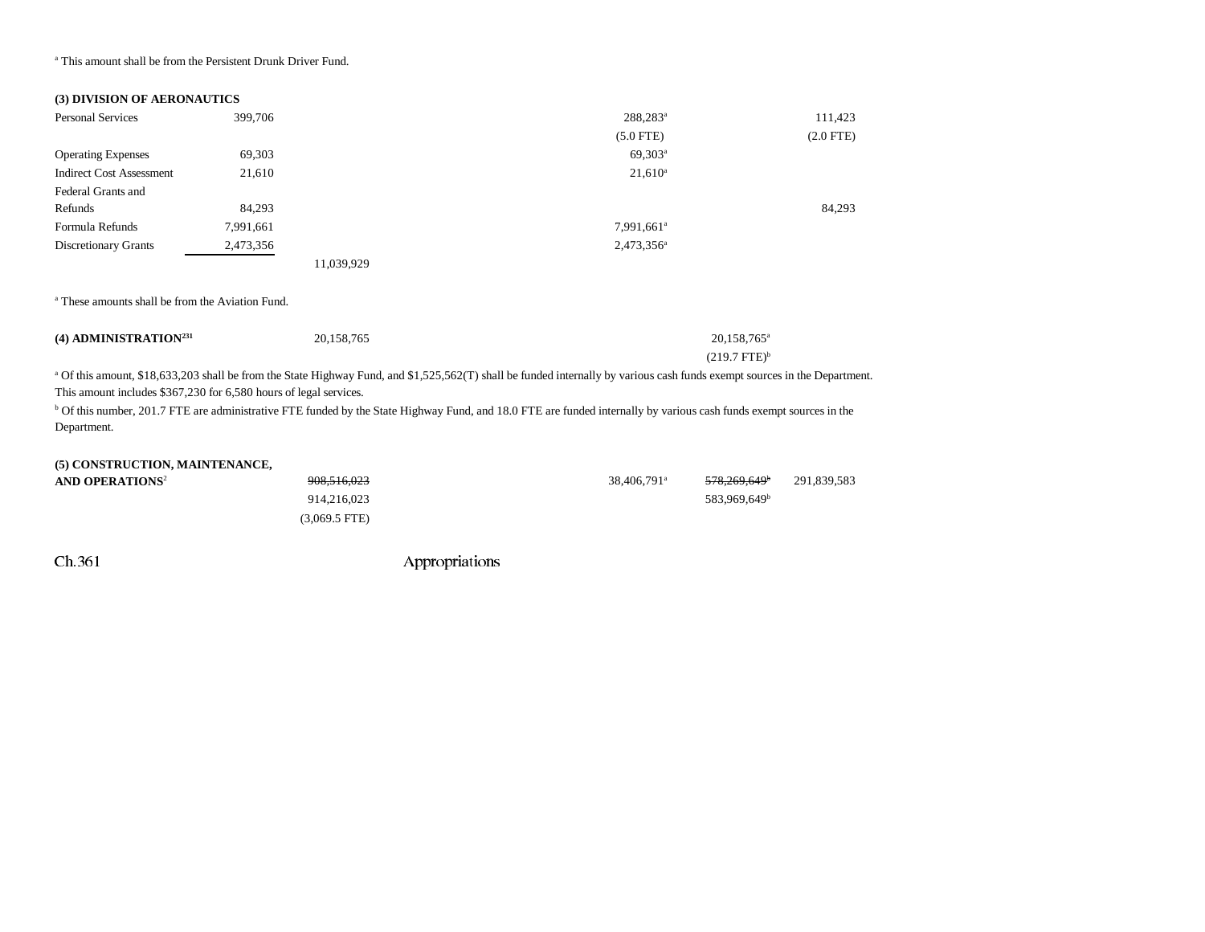[a] This amount shall be from the Persistent Drunk Driver Fund.

**(3) DIVISION OF AERONAUTICS**

| | | | | | | |
|---|---|---|---|---|---|---|
| Personal Services | 399,706 | | | 288,283[a] | | 111,423 |
| | | | | (5.0 FTE) | | (2.0 FTE) |
| Operating Expenses | 69,303 | | | 69,303[a] | | |
| Indirect Cost Assessment | 21,610 | | | 21,610[a] | | |
| Federal Grants and Refunds | 84,293 | | | | | 84,293 |
| Formula Refunds | 7,991,661 | | | 7,991,661[a] | | |
| Discretionary Grants | 2,473,356 | | | 2,473,356[a] | | |
| | | 11,039,929 | | | | |

[a] These amounts shall be from the Aviation Fund.

| | | | | | |
|---|---|---|---|---|---|
| **(4) ADMINISTRATION**[231] | 20,158,765 | | | 20,158,765[a] | |
| | | | | (219.7 FTE)[b] | |

[a] Of this amount, $18,633,203 shall be from the State Highway Fund, and $1,525,562(T) shall be funded internally by various cash funds exempt sources in the Department. This amount includes $367,230 for 6,580 hours of legal services.

[b] Of this number, 201.7 FTE are administrative FTE funded by the State Highway Fund, and 18.0 FTE are funded internally by various cash funds exempt sources in the Department.

| | | | | | |
|---|---|---|---|---|---|
| **(5) CONSTRUCTION, MAINTENANCE, AND OPERATIONS**[2] | ~~908,516,023~~ | | 38,406,791[a] | ~~578,269,649~~[b] | 291,839,583 |
| | 914,216,023 | | | 583,969,649[b] | |
| | (3,069.5 FTE) | | | | |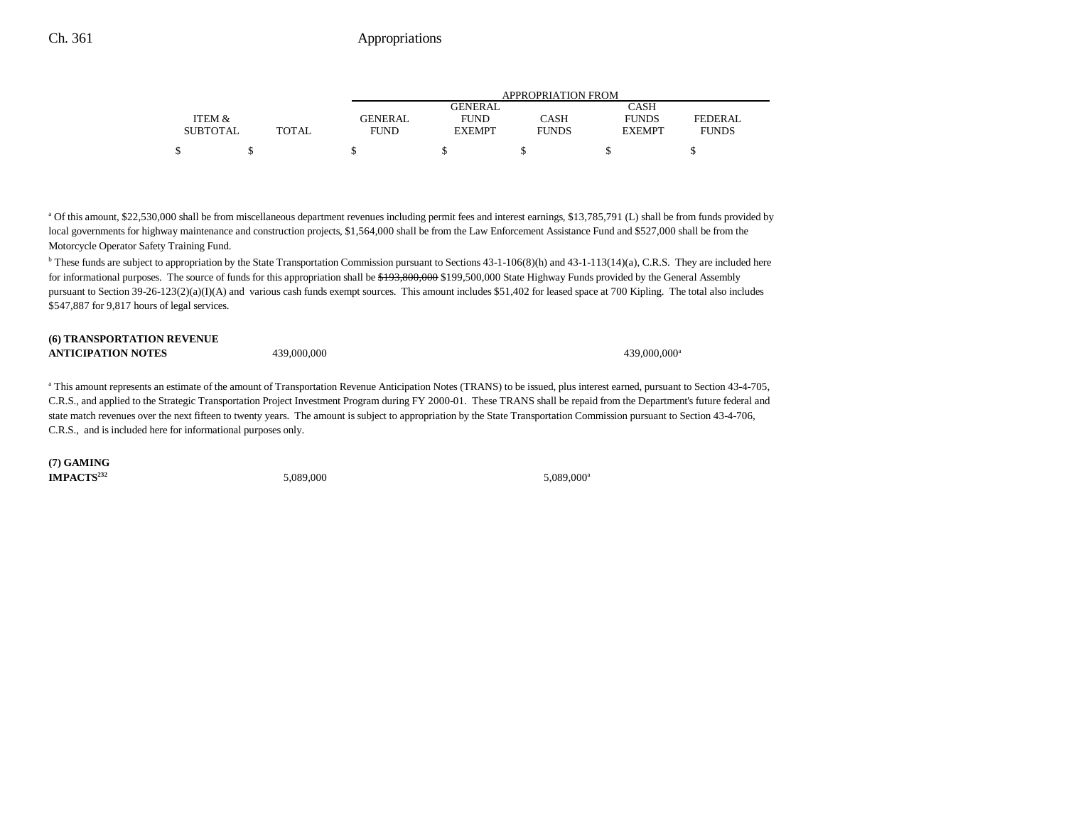| | ITEM & SUBTOTAL | TOTAL | GENERAL FUND | GENERAL FUND EXEMPT | CASH FUNDS | CASH FUNDS EXEMPT | FEDERAL FUNDS |
|---|---|---|---|---|---|---|---|
| | | | APPROPRIATION FROM | | | | |
| | $ | $ | $ | $ | $ | $ | $ |

[a] Of this amount, $22,530,000 shall be from miscellaneous department revenues including permit fees and interest earnings, $13,785,791 (L) shall be from funds provided by local governments for highway maintenance and construction projects, $1,564,000 shall be from the Law Enforcement Assistance Fund and $527,000 shall be from the Motorcycle Operator Safety Training Fund.

[b] These funds are subject to appropriation by the State Transportation Commission pursuant to Sections 43-1-106(8)(h) and 43-1-113(14)(a), C.R.S. They are included here for informational purposes. The source of funds for this appropriation shall be ~~$193,800,000~~ $199,500,000 State Highway Funds provided by the General Assembly pursuant to Section 39-26-123(2)(a)(I)(A) and various cash funds exempt sources. This amount includes $51,402 for leased space at 700 Kipling. The total also includes $547,887 for 9,817 hours of legal services.

| | ITEM & SUBTOTAL | TOTAL | GENERAL FUND | GENERAL FUND EXEMPT | CASH FUNDS | CASH FUNDS EXEMPT | FEDERAL FUNDS |
|---|---|---|---|---|---|---|---|
| **(6) TRANSPORTATION REVENUE ANTICIPATION NOTES** | | 439,000,000 | | | | 439,000,000[a] | |

[a] This amount represents an estimate of the amount of Transportation Revenue Anticipation Notes (TRANS) to be issued, plus interest earned, pursuant to Section 43-4-705, C.R.S., and applied to the Strategic Transportation Project Investment Program during FY 2000-01. These TRANS shall be repaid from the Department's future federal and state match revenues over the next fifteen to twenty years. The amount is subject to appropriation by the State Transportation Commission pursuant to Section 43-4-706, C.R.S., and is included here for informational purposes only.

| | ITEM & SUBTOTAL | TOTAL | GENERAL FUND | GENERAL FUND EXEMPT | CASH FUNDS | CASH FUNDS EXEMPT | FEDERAL FUNDS |
|---|---|---|---|---|---|---|---|
| **(7) GAMING IMPACTS[232]** | | 5,089,000 | | | 5,089,000[a] | | |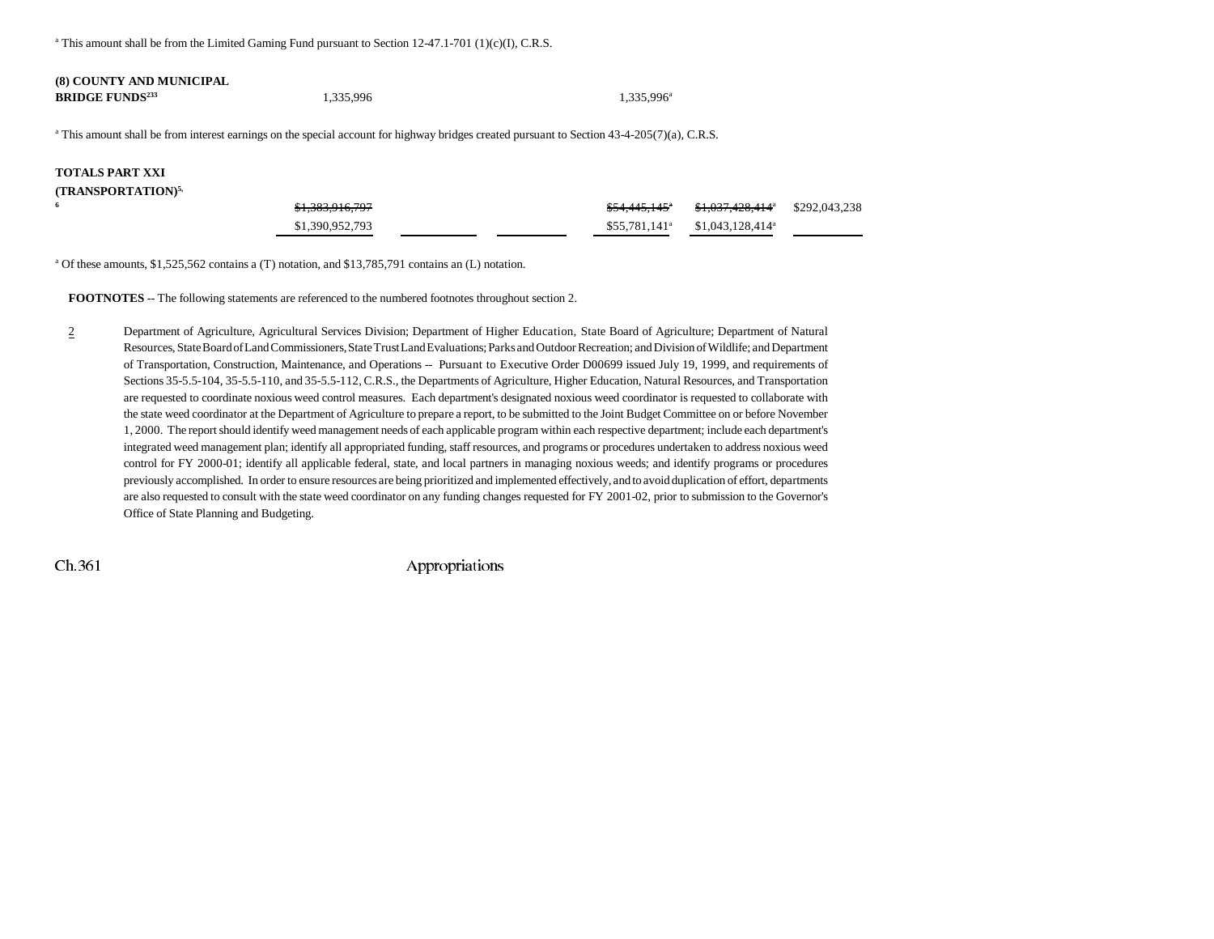[a] This amount shall be from the Limited Gaming Fund pursuant to Section 12-47.1-701 (1)(c)(I), C.R.S.

| | | | | | | |
|---|---|---|---|---|---|---|
| **(8) COUNTY AND MUNICIPAL BRIDGE FUNDS**[233] | 1,335,996 | | | 1,335,996[a] | | |

[a] This amount shall be from interest earnings on the special account for highway bridges created pursuant to Section 43-4-205(7)(a), C.R.S.

| | | | | | | |
|---|---|---|---|---|---|---|
| **TOTALS PART XXI (TRANSPORTATION)**[5, 6] | ~~$1,383,916,797~~ | | | ~~$54,445,145~~[a] | ~~$1,037,428,414~~[a] | $292,043,238 |
| | $1,390,952,793 | | | $55,781,141[a] | $1,043,128,414[a] | |

[a] Of these amounts, $1,525,562 contains a (T) notation, and $13,785,791 contains an (L) notation.

**FOOTNOTES** -- The following statements are referenced to the numbered footnotes throughout section 2.

2 Department of Agriculture, Agricultural Services Division; Department of Higher Education, State Board of Agriculture; Department of Natural Resources, State Board of Land Commissioners, State Trust Land Evaluations; Parks and Outdoor Recreation; and Division of Wildlife; and Department of Transportation, Construction, Maintenance, and Operations -- Pursuant to Executive Order D00699 issued July 19, 1999, and requirements of Sections 35-5.5-104, 35-5.5-110, and 35-5.5-112, C.R.S., the Departments of Agriculture, Higher Education, Natural Resources, and Transportation are requested to coordinate noxious weed control measures. Each department's designated noxious weed coordinator is requested to collaborate with the state weed coordinator at the Department of Agriculture to prepare a report, to be submitted to the Joint Budget Committee on or before November 1, 2000. The report should identify weed management needs of each applicable program within each respective department; include each department's integrated weed management plan; identify all appropriated funding, staff resources, and programs or procedures undertaken to address noxious weed control for FY 2000-01; identify all applicable federal, state, and local partners in managing noxious weeds; and identify programs or procedures previously accomplished. In order to ensure resources are being prioritized and implemented effectively, and to avoid duplication of effort, departments are also requested to consult with the state weed coordinator on any funding changes requested for FY 2001-02, prior to submission to the Governor's Office of State Planning and Budgeting.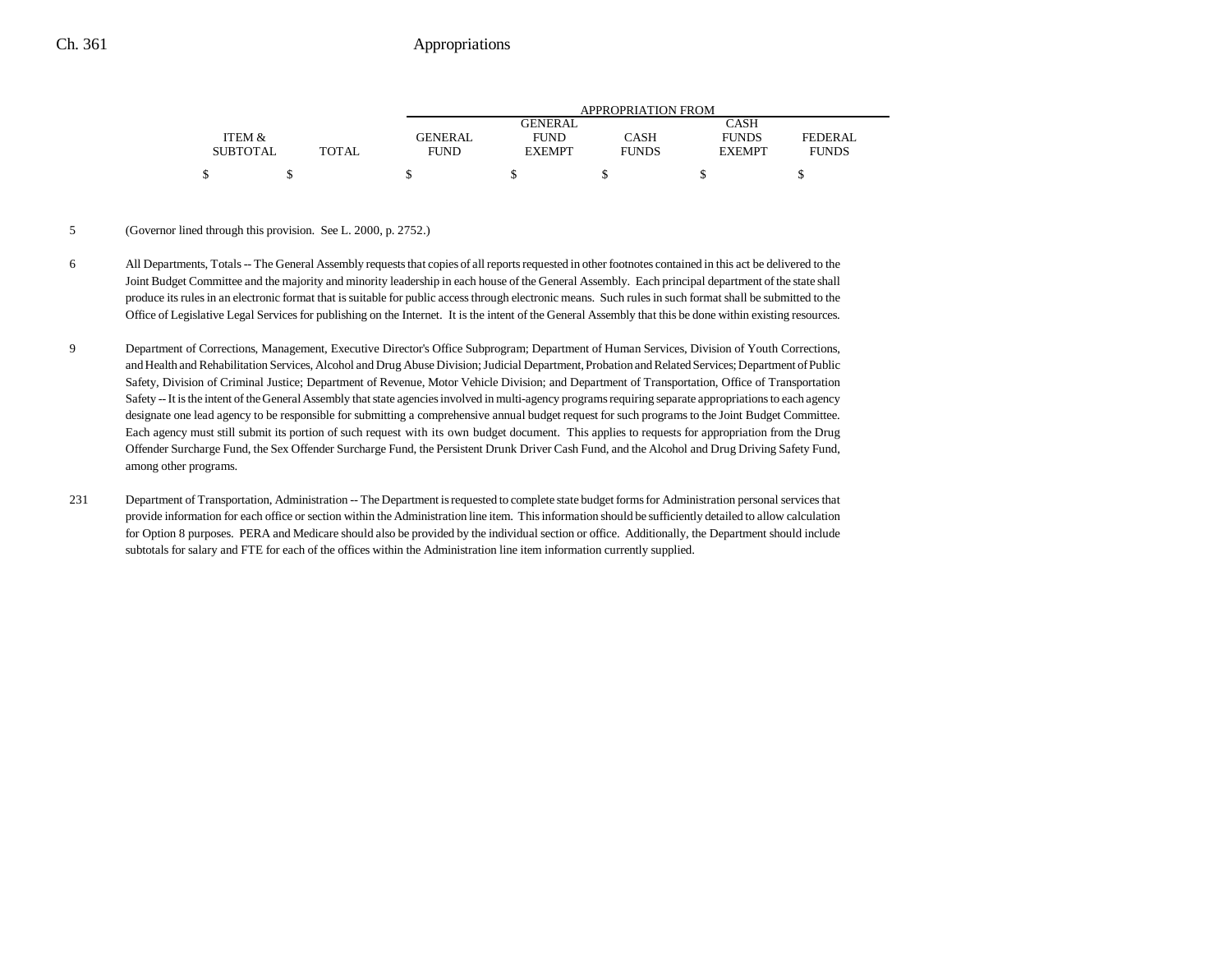| ITEM & SUBTOTAL | TOTAL | APPROPRIATION FROM GENERAL FUND | GENERAL FUND EXEMPT | CASH FUNDS | CASH FUNDS EXEMPT | FEDERAL FUNDS |
|---|---|---|---|---|---|---|
| $ | $ | $ | $ | $ | $ | $ |

5 (Governor lined through this provision. See L. 2000, p. 2752.)

6 All Departments, Totals -- The General Assembly requests that copies of all reports requested in other footnotes contained in this act be delivered to the Joint Budget Committee and the majority and minority leadership in each house of the General Assembly. Each principal department of the state shall produce its rules in an electronic format that is suitable for public access through electronic means. Such rules in such format shall be submitted to the Office of Legislative Legal Services for publishing on the Internet. It is the intent of the General Assembly that this be done within existing resources.

9 Department of Corrections, Management, Executive Director's Office Subprogram; Department of Human Services, Division of Youth Corrections, and Health and Rehabilitation Services, Alcohol and Drug Abuse Division; Judicial Department, Probation and Related Services; Department of Public Safety, Division of Criminal Justice; Department of Revenue, Motor Vehicle Division; and Department of Transportation, Office of Transportation Safety -- It is the intent of the General Assembly that state agencies involved in multi-agency programs requiring separate appropriations to each agency designate one lead agency to be responsible for submitting a comprehensive annual budget request for such programs to the Joint Budget Committee. Each agency must still submit its portion of such request with its own budget document. This applies to requests for appropriation from the Drug Offender Surcharge Fund, the Sex Offender Surcharge Fund, the Persistent Drunk Driver Cash Fund, and the Alcohol and Drug Driving Safety Fund, among other programs.

231 Department of Transportation, Administration -- The Department is requested to complete state budget forms for Administration personal services that provide information for each office or section within the Administration line item. This information should be sufficiently detailed to allow calculation for Option 8 purposes. PERA and Medicare should also be provided by the individual section or office. Additionally, the Department should include subtotals for salary and FTE for each of the offices within the Administration line item information currently supplied.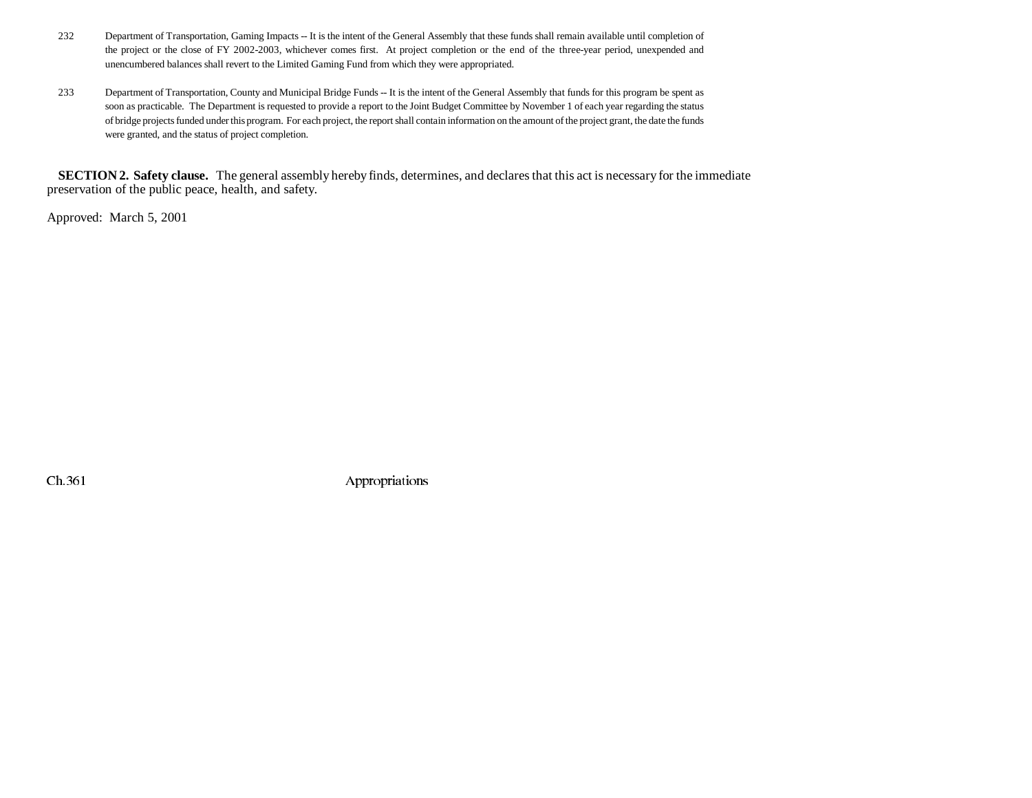232 Department of Transportation, Gaming Impacts -- It is the intent of the General Assembly that these funds shall remain available until completion of the project or the close of FY 2002-2003, whichever comes first. At project completion or the end of the three-year period, unexpended and unencumbered balances shall revert to the Limited Gaming Fund from which they were appropriated.

233 Department of Transportation, County and Municipal Bridge Funds -- It is the intent of the General Assembly that funds for this program be spent as soon as practicable. The Department is requested to provide a report to the Joint Budget Committee by November 1 of each year regarding the status of bridge projects funded under this program. For each project, the report shall contain information on the amount of the project grant, the date the funds were granted, and the status of project completion.

**SECTION 2. Safety clause.** The general assembly hereby finds, determines, and declares that this act is necessary for the immediate preservation of the public peace, health, and safety.

Approved: March 5, 2001